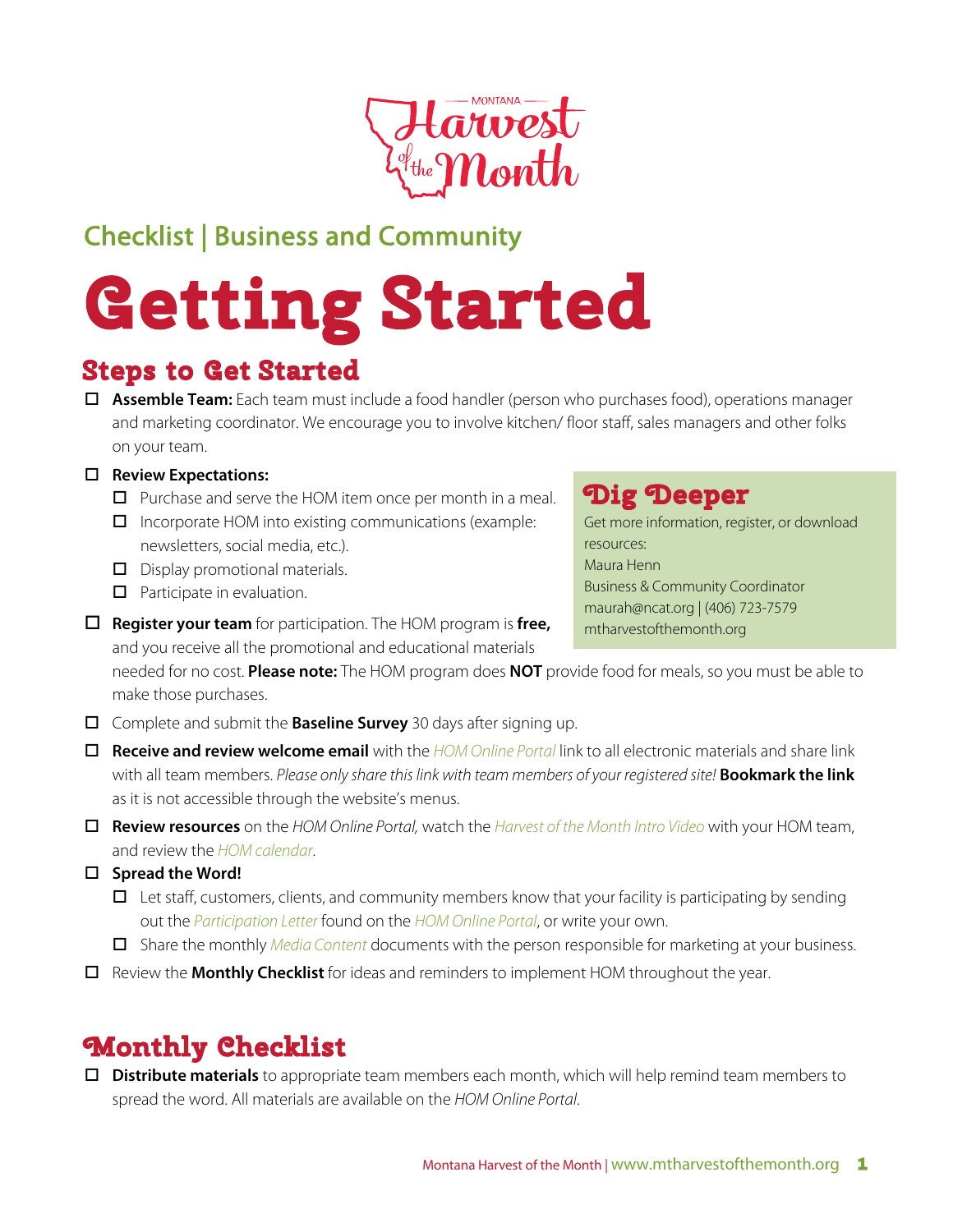Montana Harvest of the Month

## Checklist | Business and Community

# Getting Started

## Steps to Get Started

- ☐ **Assemble Team:** Each team must include a food handler (person who purchases food), operations manager and marketing coordinator. We encourage you to involve kitchen/ floor staff, sales managers and other folks on your team.
- ☐ **Review Expectations:**
  - ☐ Purchase and serve the HOM item once per month in a meal.
  - ☐ Incorporate HOM into existing communications (example: newsletters, social media, etc.).
  - ☐ Display promotional materials.
  - ☐ Participate in evaluation.
- ☐ **Register your team** for participation. The HOM program is **free,** and you receive all the promotional and educational materials needed for no cost. **Please note:** The HOM program does **NOT** provide food for meals, so you must be able to make those purchases.
- ☐ Complete and submit the **Baseline Survey** 30 days after signing up.
- ☐ **Receive and review welcome email** with the *HOM Online Portal* link to all electronic materials and share link with all team members. *Please only share this link with team members of your registered site!* **Bookmark the link** as it is not accessible through the website's menus.
- ☐ **Review resources** on the *HOM Online Portal,* watch the *Harvest of the Month Intro Video* with your HOM team, and review the *HOM calendar*.
- ☐ **Spread the Word!**
  - ☐ Let staff, customers, clients, and community members know that your facility is participating by sending out the *Participation Letter* found on the *HOM Online Portal*, or write your own.
  - ☐ Share the monthly *Media Content* documents with the person responsible for marketing at your business.
- ☐ Review the **Monthly Checklist** for ideas and reminders to implement HOM throughout the year.

### Dig Deeper

Get more information, register, or download resources:
Maura Henn
Business & Community Coordinator
maurah@ncat.org | (406) 723-7579
mtharvestofthemonth.org

## Monthly Checklist

- ☐ **Distribute materials** to appropriate team members each month, which will help remind team members to spread the word. All materials are available on the *HOM Online Portal*.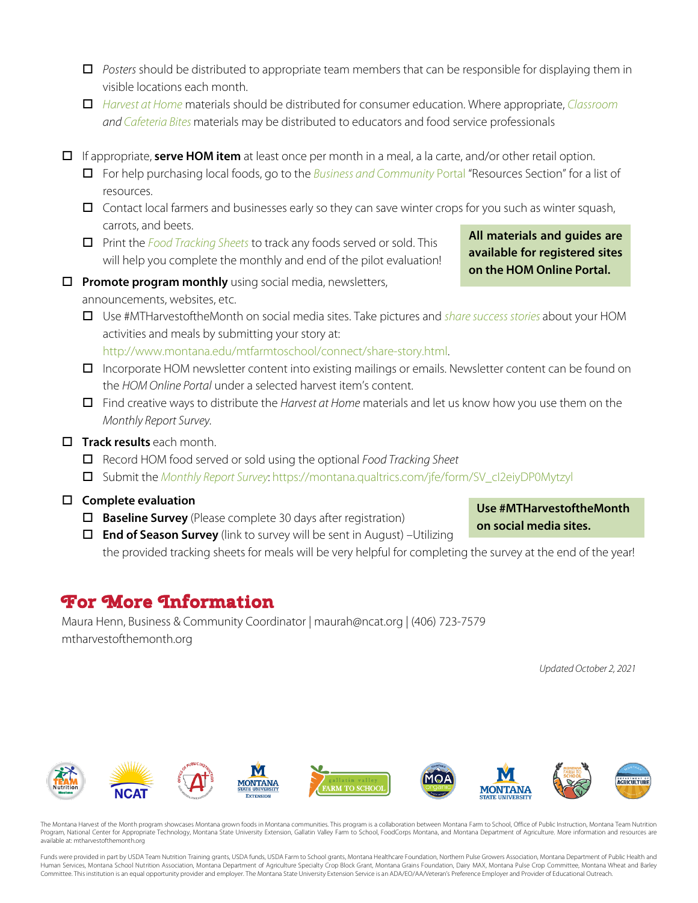- ☐ *Posters* should be distributed to appropriate team members that can be responsible for displaying them in visible locations each month.
- ☐ *Harvest at Home* materials should be distributed for consumer education. Where appropriate, *Classroom and Cafeteria Bites* materials may be distributed to educators and food service professionals

☐ If appropriate, **serve HOM item** at least once per month in a meal, a la carte, and/or other retail option.

- ☐ For help purchasing local foods, go to the *Business and Community* Portal "Resources Section" for a list of resources.
- ☐ Contact local farmers and businesses early so they can save winter crops for you such as winter squash, carrots, and beets.
- ☐ Print the *Food Tracking Sheets* to track any foods served or sold. This will help you complete the monthly and end of the pilot evaluation!

**All materials and guides are available for registered sites on the HOM Online Portal.**

☐ **Promote program monthly** using social media, newsletters, announcements, websites, etc.

- ☐ Use #MTHarvestoftheMonth on social media sites. Take pictures and *share success stories* about your HOM activities and meals by submitting your story at: http://www.montana.edu/mtfarmtoschool/connect/share-story.html.
- ☐ Incorporate HOM newsletter content into existing mailings or emails. Newsletter content can be found on the *HOM Online Portal* under a selected harvest item's content.
- ☐ Find creative ways to distribute the *Harvest at Home* materials and let us know how you use them on the *Monthly Report Survey.*

☐ **Track results** each month.

- ☐ Record HOM food served or sold using the optional *Food Tracking Sheet*
- ☐ Submit the *Monthly Report Survey*: https://montana.qualtrics.com/jfe/form/SV_cl2eiyDP0Mytzyl

☐ **Complete evaluation**

- ☐ **Baseline Survey** (Please complete 30 days after registration)
- ☐ **End of Season Survey** (link to survey will be sent in August) –Utilizing the provided tracking sheets for meals will be very helpful for completing the survey at the end of the year!

**Use #MTHarvestoftheMonth on social media sites.**

## For More Information

Maura Henn, Business & Community Coordinator | maurah@ncat.org | (406) 723-7579
mtharvestofthemonth.org

*Updated October 2, 2021*

The Montana Harvest of the Month program showcases Montana grown foods in Montana communities. This program is a collaboration between Montana Farm to School, Office of Public Instruction, Montana Team Nutrition Program, National Center for Appropriate Technology, Montana State University Extension, Gallatin Valley Farm to School, FoodCorps Montana, and Montana Department of Agriculture. More information and resources are available at: mtharvestofthemonth.org

Funds were provided in part by USDA Team Nutrition Training grants, USDA funds, USDA Farm to School grants, Montana Healthcare Foundation, Northern Pulse Growers Association, Montana Department of Public Health and Human Services, Montana School Nutrition Association, Montana Department of Agriculture Specialty Crop Block Grant, Montana Grains Foundation, Dairy MAX, Montana Pulse Crop Committee, Montana Wheat and Barley Committee. This institution is an equal opportunity provider and employer. The Montana State University Extension Service is an ADA/EO/AA/Veteran's Preference Employer and Provider of Educational Outreach.